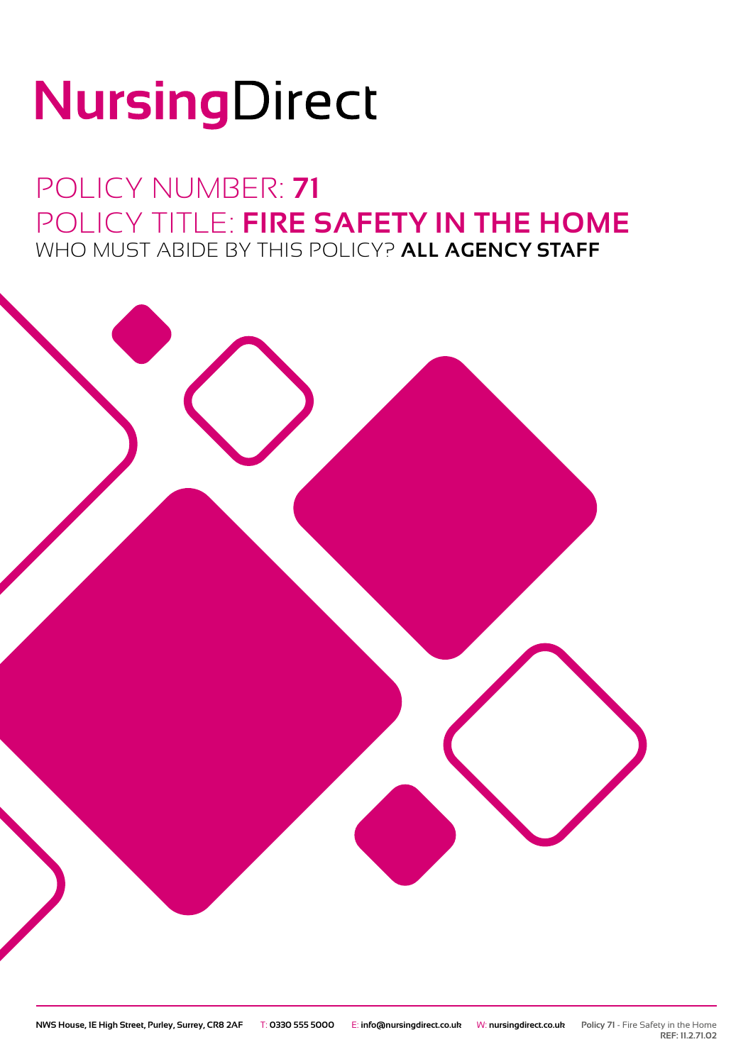# NursingDirect

## POLICY NUMBER: **71**
## POLICY TITLE: **FIRE SAFETY IN THE HOME**
### WHO MUST ABIDE BY THIS POLICY? **ALL AGENCY STAFF**

NWS House, 1E High Street, Purley, Surrey, CR8 2AF T: 0330 555 5000 E: info@nursingdirect.co.uk W: nursingdirect.co.uk Policy 71 - Fire Safety in the Home REF: 11.2.71.02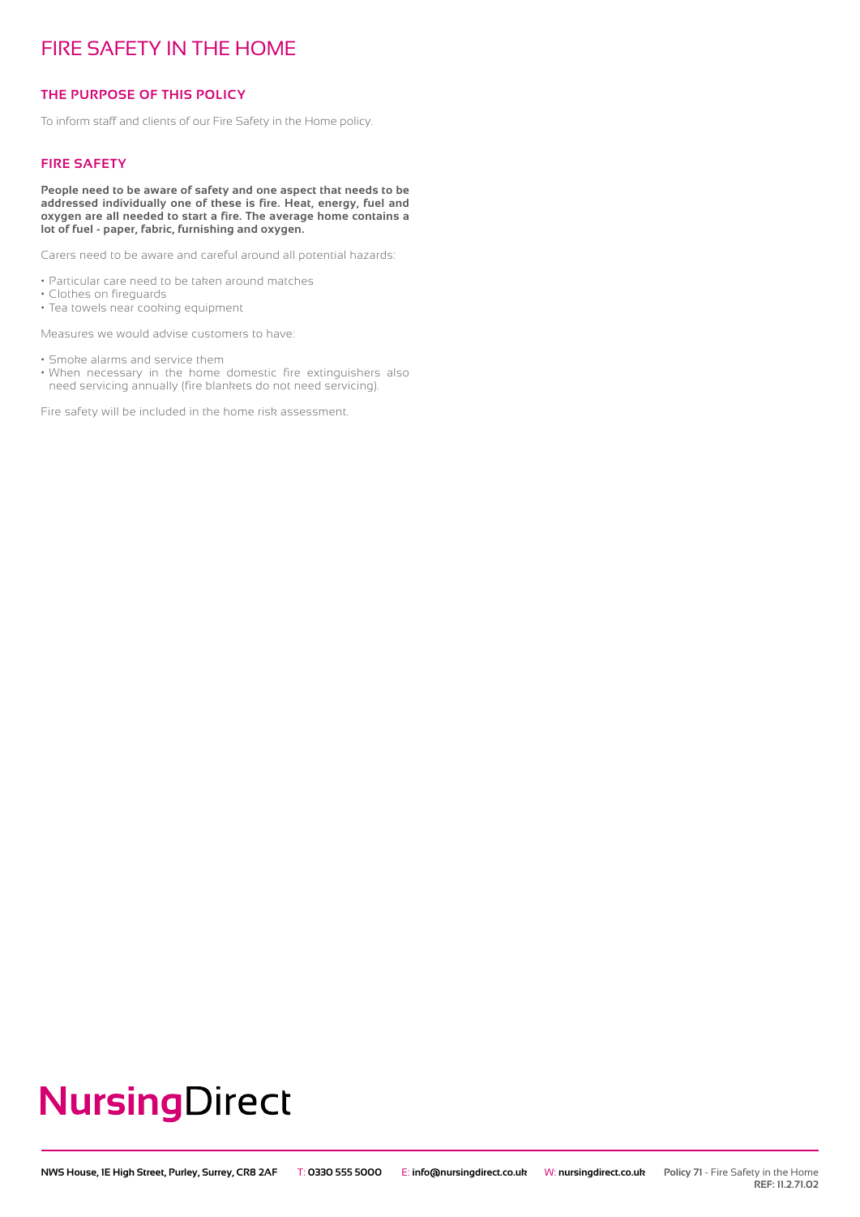# FIRE SAFETY IN THE HOME

## THE PURPOSE OF THIS POLICY

To inform staff and clients of our Fire Safety in the Home policy.

## FIRE SAFETY

**People need to be aware of safety and one aspect that needs to be addressed individually one of these is fire. Heat, energy, fuel and oxygen are all needed to start a fire. The average home contains a lot of fuel - paper, fabric, furnishing and oxygen.**

Carers need to be aware and careful around all potential hazards:

- Particular care need to be taken around matches
- Clothes on fireguards
- Tea towels near cooking equipment

Measures we would advise customers to have:

- Smoke alarms and service them
- When necessary in the home domestic fire extinguishers also need servicing annually (fire blankets do not need servicing).

Fire safety will be included in the home risk assessment.

**Nursing**Direct

**NWS House, 1E High Street, Purley, Surrey, CR8 2AF** T: **0330 555 5000** E: **info@nursingdirect.co.uk** W: **nursingdirect.co.uk** **Policy 71** - Fire Safety in the Home **REF: 11.2.71.02**